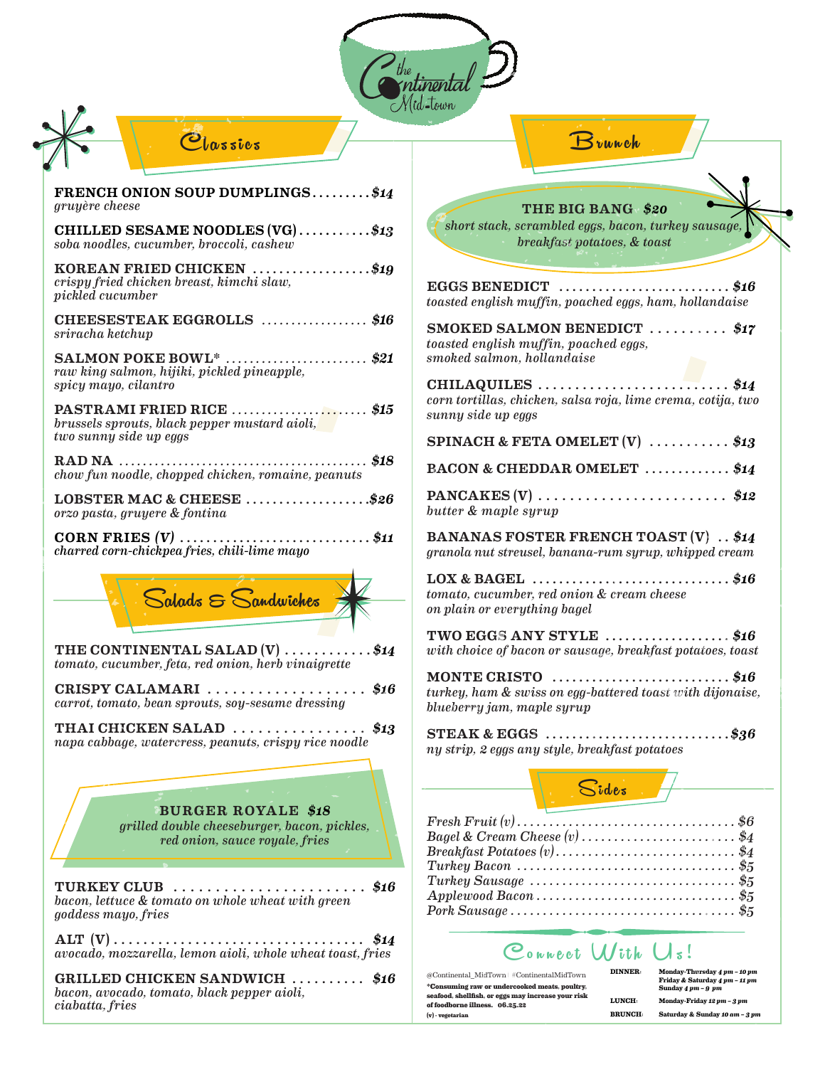# the Continental Mid-town

## Classics

**FRENCH ONION SOUP DUMPLINGS** ......... $14
*gruyère cheese*

**CHILLED SESAME NOODLES (VG)** ........... $13
*soba noodles, cucumber, broccoli, cashew*

**KOREAN FRIED CHICKEN** .................. $19
*crispy fried chicken breast, kimchi slaw, pickled cucumber*

**CHEESESTEAK EGGROLLS** .................. $16
*sriracha ketchup*

**SALMON POKE BOWL*** ........................ $21
*raw king salmon, hijiki, pickled pineapple, spicy mayo, cilantro*

**PASTRAMI FRIED RICE** ....................... $15
*brussels sprouts, black pepper mustard aioli, two sunny side up eggs*

**RAD NA** ........................................... $18
*chow fun noodle, chopped chicken, romaine, peanuts*

**LOBSTER MAC & CHEESE** .................. $26
*orzo pasta, gruyere & fontina*

**CORN FRIES (V)** ............................. $11
*charred corn-chickpea fries, chili-lime mayo*

## Salads & Sandwiches

**THE CONTINENTAL SALAD (V)** ............ $14
*tomato, cucumber, feta, red onion, herb vinaigrette*

**CRISPY CALAMARI** .................... $16
*carrot, tomato, bean sprouts, soy-sesame dressing*

**THAI CHICKEN SALAD** ................. $13
*napa cabbage, watercress, peanuts, crispy rice noodle*

**BURGER ROYALE $18**
*grilled double cheeseburger, bacon, pickles, red onion, sauce royale, fries*

**TURKEY CLUB** ........................ $16
*bacon, lettuce & tomato on whole wheat with green goddess mayo, fries*

**ALT (V)** .................................. $14
*avocado, mozzarella, lemon aioli, whole wheat toast, fries*

**GRILLED CHICKEN SANDWICH** .......... $16
*bacon, avocado, tomato, black pepper aioli, ciabatta, fries*

## Brunch

**THE BIG BANG $20**
*short stack, scrambled eggs, bacon, turkey sausage, breakfast potatoes, & toast*

**EGGS BENEDICT** .......................... $16
*toasted english muffin, poached eggs, ham, hollandaise*

**SMOKED SALMON BENEDICT** .......... $17
*toasted english muffin, poached eggs, smoked salmon, hollandaise*

**CHILAQUILES** .......................... $14
*corn tortillas, chicken, salsa roja, lime crema, cotija, two sunny side up eggs*

**SPINACH & FETA OMELET (V)** ........... $13

**BACON & CHEDDAR OMELET** ............. $14

**PANCAKES (V)** ......................... $12
*butter & maple syrup*

**BANANAS FOSTER FRENCH TOAST (V)** .. $14
*granola nut streusel, banana-rum syrup, whipped cream*

**LOX & BAGEL** ............................. $16
*tomato, cucumber, red onion & cream cheese on plain or everything bagel*

**TWO EGGS ANY STYLE** .................. $16
*with choice of bacon or sausage, breakfast potatoes, toast*

**MONTE CRISTO** .......................... $16
*turkey, ham & swiss on egg-battered toast with dijonaise, blueberry jam, maple syrup*

**STEAK & EGGS** ............................ $36
*ny strip, 2 eggs any style, breakfast potatoes*

## Sides

*Fresh Fruit (v)* ................................. $6
*Bagel & Cream Cheese (v)* ....................... $4
*Breakfast Potatoes (v)* ........................... $4
*Turkey Bacon* ................................. $5
*Turkey Sausage* ............................... $5
*Applewood Bacon* .............................. $5
*Pork Sausage* .................................. $5

## Connect With Us!

@Continental_MidTown | #ContinentalMidTown

*Consuming raw or undercooked meats, poultry, seafood, shellfish, or eggs may increase your risk of foodborne illness. 06.25.22

(v) - vegetarian

**DINNER:** Monday-Thursday *4 pm – 10 pm*; Friday & Saturday *4 pm – 11 pm*; Sunday *4 pm – 9 pm*

**LUNCH:** Monday-Friday *12 pm – 3 pm*

**BRUNCH:** Saturday & Sunday *10 am – 3 pm*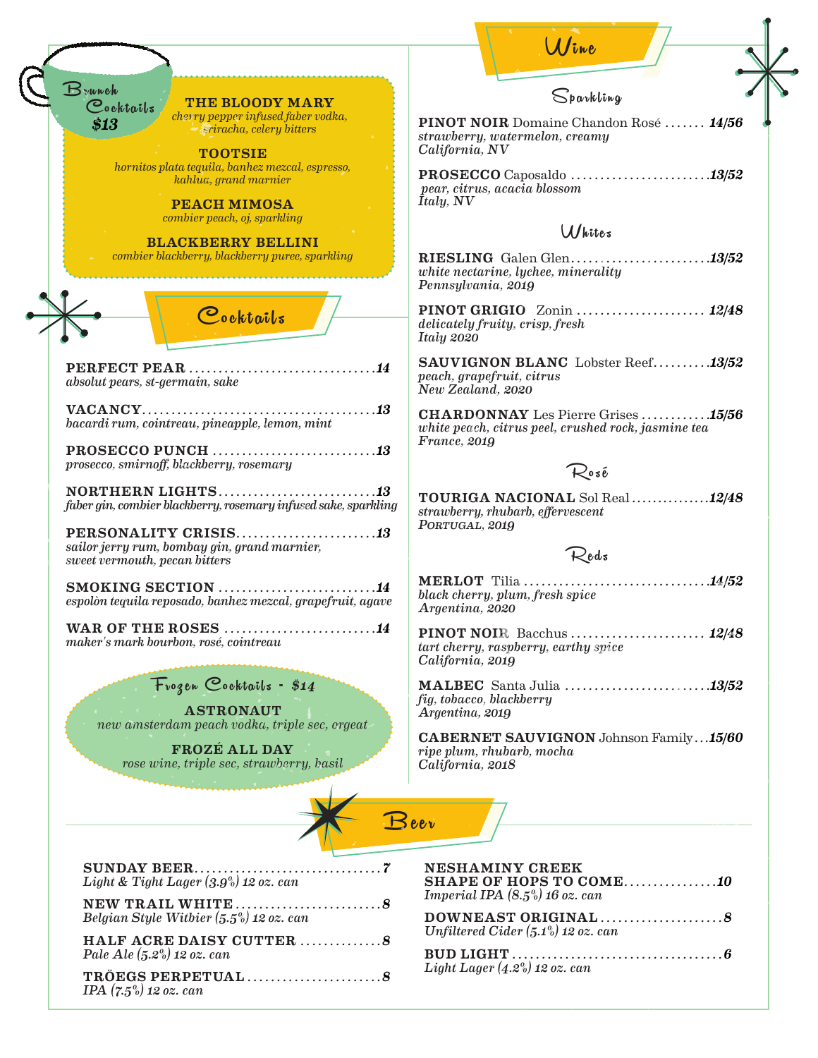## Brunch Cocktails $13

**THE BLOODY MARY**
*cherry pepper infused faber vodka, sriracha, celery bitters*

**TOOTSIE**
*hornitos plata tequila, banhez mezcal, espresso, kahlua, grand marnier*

**PEACH MIMOSA**
*combier peach, oj, sparkling*

**BLACKBERRY BELLINI**
*combier blackberry, blackberry puree, sparkling*

## Cocktails

**PERFECT PEAR** ................................ **14**
*absolut pears, st-germain, sake*

**VACANCY** ........................................ **13**
*bacardi rum, cointreau, pineapple, lemon, mint*

**PROSECCO PUNCH** ............................ **13**
*prosecco, smirnoff, blackberry, rosemary*

**NORTHERN LIGHTS** ........................... **13**
*faber gin, combier blackberry, rosemary infused sake, sparkling*

**PERSONALITY CRISIS** ........................ **13**
*sailor jerry rum, bombay gin, grand marnier, sweet vermouth, pecan bitters*

**SMOKING SECTION** ........................... **14**
*espolòn tequila reposado, banhez mezcal, grapefruit, agave*

**WAR OF THE ROSES** .......................... **14**
*maker's mark bourbon, rosé, cointreau*

### Frozen Cocktails - $14

**ASTRONAUT**
*new amsterdam peach vodka, triple sec, orgeat*

**FROZÉ ALL DAY**
*rose wine, triple sec, strawberry, basil*

## Wine

### Sparkling

**PINOT NOIR** Domaine Chandon Rosé ....... **14/56**
*strawberry, watermelon, creamy*
*California, NV*

**PROSECCO** Caposaldo ........................ **13/52**
*pear, citrus, acacia blossom*
*Italy, NV*

### Whites

**RIESLING** Galen Glen ........................ **13/52**
*white nectarine, lychee, minerality*
*Pennsylvania, 2019*

**PINOT GRIGIO** Zonin ...................... **12/48**
*delicately fruity, crisp, fresh*
*Italy 2020*

**SAUVIGNON BLANC** Lobster Reef .......... **13/52**
*peach, grapefruit, citrus*
*New Zealand, 2020*

**CHARDONNAY** Les Pierre Grises ............ **15/56**
*white peach, citrus peel, crushed rock, jasmine tea*
*France, 2019*

### Rosé

**TOURIGA NACIONAL** Sol Real ............... **12/48**
*strawberry, rhubarb, effervescent*
*Portugal, 2019*

### Reds

**MERLOT** Tilia ................................ **14/52**
*black cherry, plum, fresh spice*
*Argentina, 2020*

**PINOT NOIR** Bacchus ....................... **12/48**
*tart cherry, raspberry, earthy spice*
*California, 2019*

**MALBEC** Santa Julia ......................... **13/52**
*fig, tobacco, blackberry*
*Argentina, 2019*

**CABERNET SAUVIGNON** Johnson Family ... **15/60**
*ripe plum, rhubarb, mocha*
*California, 2018*

## Beer

**SUNDAY BEER** ................................ **7**
*Light & Tight Lager (3.9%) 12 oz. can*

**NEW TRAIL WHITE** ......................... **8**
*Belgian Style Witbier (5.5%) 12 oz. can*

**HALF ACRE DAISY CUTTER** ............. **8**
*Pale Ale (5.2%) 12 oz. can*

**TRÖEGS PERPETUAL** ....................... **8**
*IPA (7.5%) 12 oz. can*

**NESHAMINY CREEK SHAPE OF HOPS TO COME** ................ **10**
*Imperial IPA (8.5%) 16 oz. can*

**DOWNEAST ORIGINAL** ..................... **8**
*Unfiltered Cider (5.1%) 12 oz. can*

**BUD LIGHT** ................................... **6**
*Light Lager (4.2%) 12 oz. can*